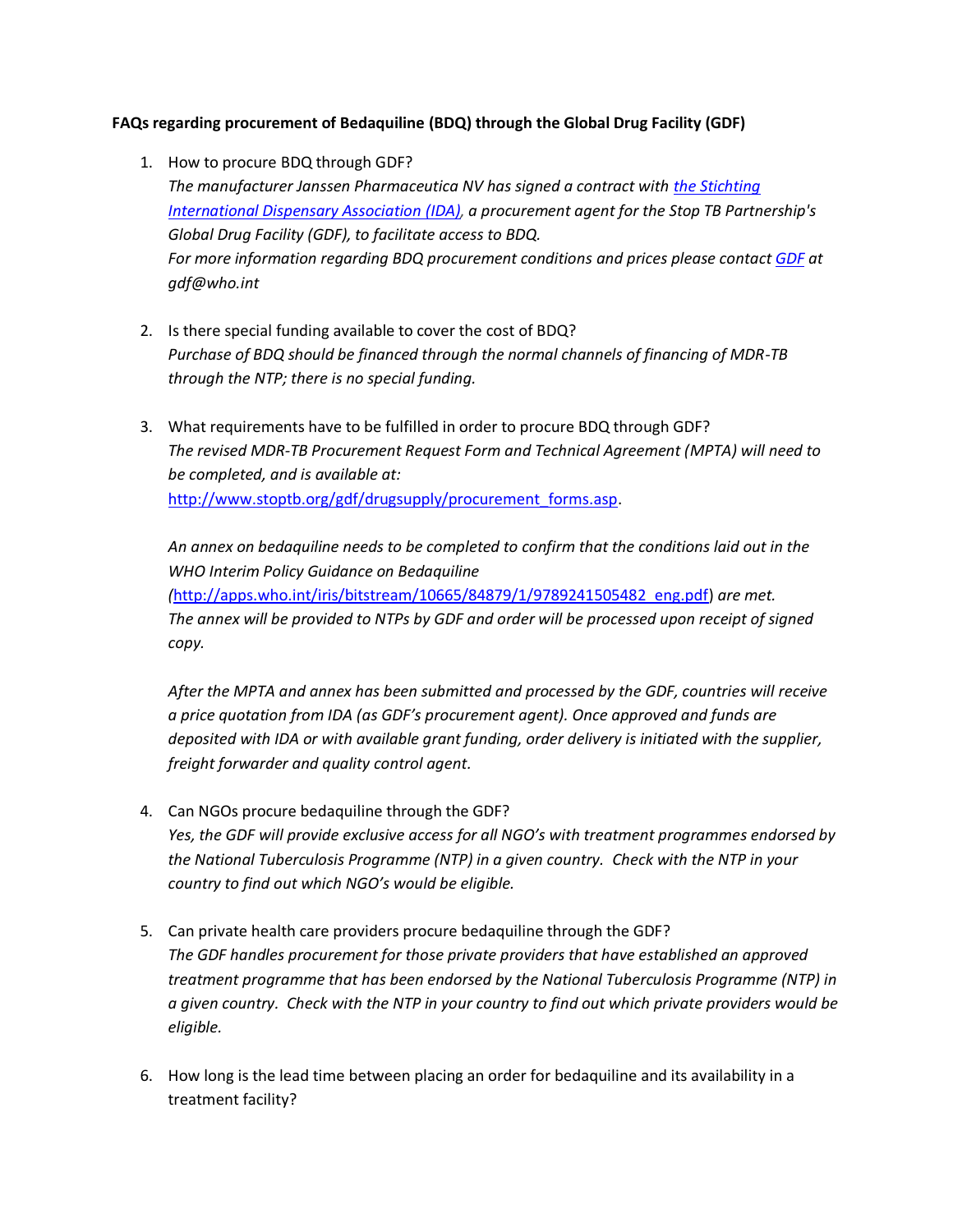**FAQs regarding procurement of Bedaquiline (BDQ) through the Global Drug Facility (GDF)**

1. How to procure BDQ through GDF?
   *The manufacturer Janssen Pharmaceutica NV has signed a contract with [the Stichting International Dispensary Association (IDA)](), a procurement agent for the Stop TB Partnership's Global Drug Facility (GDF), to facilitate access to BDQ.*
   *For more information regarding BDQ procurement conditions and prices please contact [GDF]() at gdf@who.int*

2. Is there special funding available to cover the cost of BDQ?
   *Purchase of BDQ should be financed through the normal channels of financing of MDR-TB through the NTP; there is no special funding.*

3. What requirements have to be fulfilled in order to procure BDQ through GDF?
   *The revised MDR-TB Procurement Request Form and Technical Agreement (MPTA) will need to be completed, and is available at:*
   [http://www.stoptb.org/gdf/drugsupply/procurement_forms.asp](http://www.stoptb.org/gdf/drugsupply/procurement_forms.asp).

   *An annex on bedaquiline needs to be completed to confirm that the conditions laid out in the WHO Interim Policy Guidance on Bedaquiline ([http://apps.who.int/iris/bitstream/10665/84879/1/9789241505482_eng.pdf](http://apps.who.int/iris/bitstream/10665/84879/1/9789241505482_eng.pdf)) are met. The annex will be provided to NTPs by GDF and order will be processed upon receipt of signed copy.*

   *After the MPTA and annex has been submitted and processed by the GDF, countries will receive a price quotation from IDA (as GDF's procurement agent). Once approved and funds are deposited with IDA or with available grant funding, order delivery is initiated with the supplier, freight forwarder and quality control agent.*

4. Can NGOs procure bedaquiline through the GDF?
   *Yes, the GDF will provide exclusive access for all NGO's with treatment programmes endorsed by the National Tuberculosis Programme (NTP) in a given country. Check with the NTP in your country to find out which NGO's would be eligible.*

5. Can private health care providers procure bedaquiline through the GDF?
   *The GDF handles procurement for those private providers that have established an approved treatment programme that has been endorsed by the National Tuberculosis Programme (NTP) in a given country. Check with the NTP in your country to find out which private providers would be eligible.*

6. How long is the lead time between placing an order for bedaquiline and its availability in a treatment facility?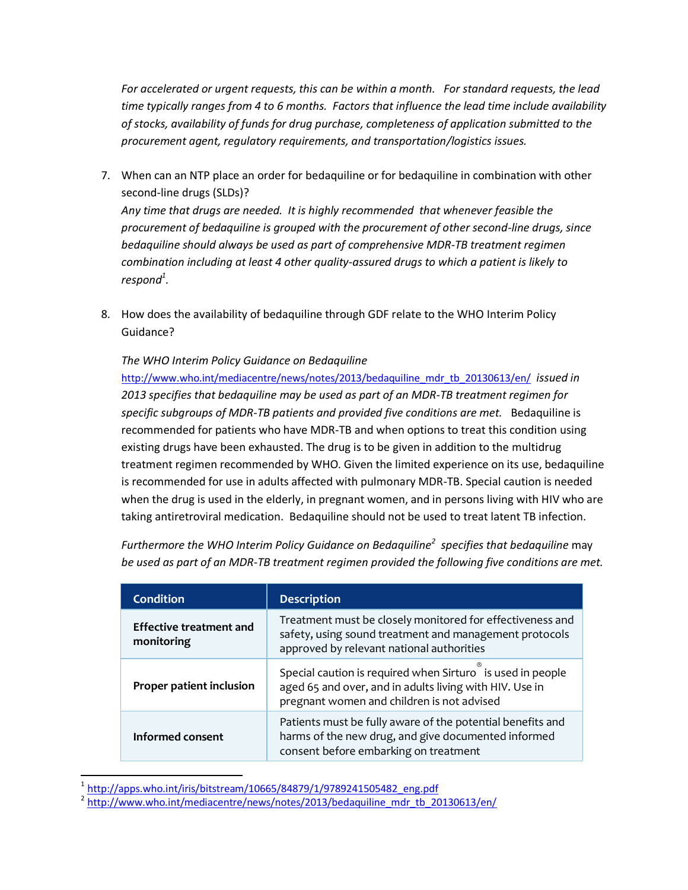*For accelerated or urgent requests, this can be within a month. For standard requests, the lead time typically ranges from 4 to 6 months. Factors that influence the lead time include availability of stocks, availability of funds for drug purchase, completeness of application submitted to the procurement agent, regulatory requirements, and transportation/logistics issues.*

7. When can an NTP place an order for bedaquiline or for bedaquiline in combination with other second-line drugs (SLDs)?
   *Any time that drugs are needed. It is highly recommended that whenever feasible the procurement of bedaquiline is grouped with the procurement of other second-line drugs, since bedaquiline should always be used as part of comprehensive MDR-TB treatment regimen combination including at least 4 other quality-assured drugs to which a patient is likely to respond*[1].

8. How does the availability of bedaquiline through GDF relate to the WHO Interim Policy Guidance?

   *The WHO Interim Policy Guidance on Bedaquiline* http://www.who.int/mediacentre/news/notes/2013/bedaquiline_mdr_tb_20130613/en/ *issued in 2013 specifies that bedaquiline may be used as part of an MDR-TB treatment regimen for specific subgroups of MDR-TB patients and provided five conditions are met.* Bedaquiline is recommended for patients who have MDR-TB and when options to treat this condition using existing drugs have been exhausted. The drug is to be given in addition to the multidrug treatment regimen recommended by WHO. Given the limited experience on its use, bedaquiline is recommended for use in adults affected with pulmonary MDR-TB. Special caution is needed when the drug is used in the elderly, in pregnant women, and in persons living with HIV who are taking antiretroviral medication. Bedaquiline should not be used to treat latent TB infection.

   *Furthermore the WHO Interim Policy Guidance on Bedaquiline*[2] *specifies that bedaquiline may be used as part of an MDR-TB treatment regimen provided the following five conditions are met.*

| Condition | Description |
|---|---|
| **Effective treatment and monitoring** | Treatment must be closely monitored for effectiveness and safety, using sound treatment and management protocols approved by relevant national authorities |
| **Proper patient inclusion** | Special caution is required when Sirturo® is used in people aged 65 and over, and in adults living with HIV. Use in pregnant women and children is not advised |
| **Informed consent** | Patients must be fully aware of the potential benefits and harms of the new drug, and give documented informed consent before embarking on treatment |

[1] http://apps.who.int/iris/bitstream/10665/84879/1/9789241505482_eng.pdf
[2] http://www.who.int/mediacentre/news/notes/2013/bedaquiline_mdr_tb_20130613/en/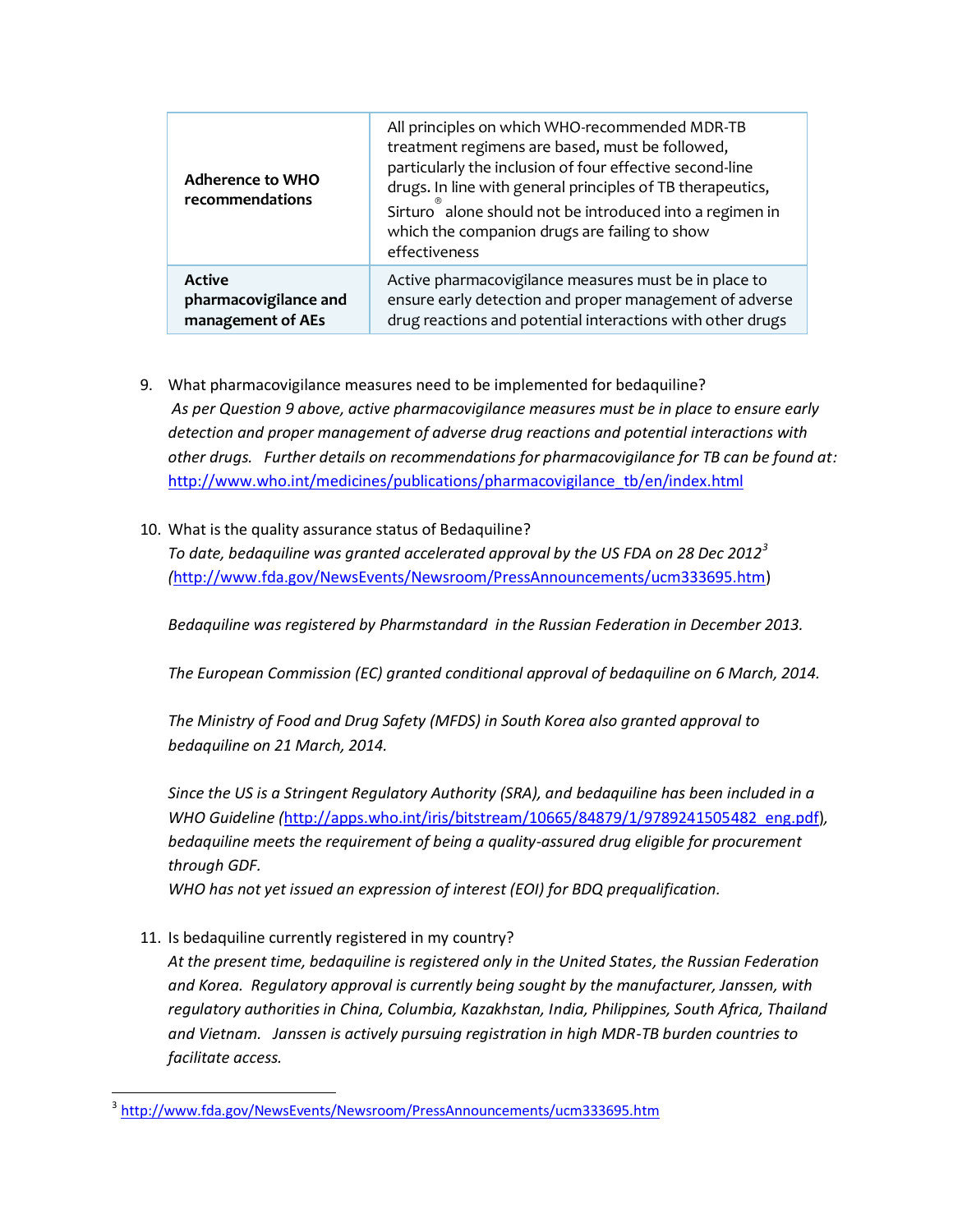| | |
|---|---|
| **Adherence to WHO recommendations** | All principles on which WHO-recommended MDR-TB treatment regimens are based, must be followed, particularly the inclusion of four effective second-line drugs. In line with general principles of TB therapeutics, Sirturo® alone should not be introduced into a regimen in which the companion drugs are failing to show effectiveness |
| **Active pharmacovigilance and management of AEs** | Active pharmacovigilance measures must be in place to ensure early detection and proper management of adverse drug reactions and potential interactions with other drugs |

9. What pharmacovigilance measures need to be implemented for bedaquiline?
   *As per Question 9 above, active pharmacovigilance measures must be in place to ensure early detection and proper management of adverse drug reactions and potential interactions with other drugs. Further details on recommendations for pharmacovigilance for TB can be found at:* http://www.who.int/medicines/publications/pharmacovigilance_tb/en/index.html

10. What is the quality assurance status of Bedaquiline?
    *To date, bedaquiline was granted accelerated approval by the US FDA on 28 Dec 2012*[3] *(*http://www.fda.gov/NewsEvents/Newsroom/PressAnnouncements/ucm333695.htm)

    *Bedaquiline was registered by Pharmstandard in the Russian Federation in December 2013.*

    *The European Commission (EC) granted conditional approval of bedaquiline on 6 March, 2014.*

    *The Ministry of Food and Drug Safety (MFDS) in South Korea also granted approval to bedaquiline on 21 March, 2014.*

    *Since the US is a Stringent Regulatory Authority (SRA), and bedaquiline has been included in a WHO Guideline (*http://apps.who.int/iris/bitstream/10665/84879/1/9789241505482_eng.pdf*), bedaquiline meets the requirement of being a quality-assured drug eligible for procurement through GDF.*
    *WHO has not yet issued an expression of interest (EOI) for BDQ prequalification.*

11. Is bedaquiline currently registered in my country?
    *At the present time, bedaquiline is registered only in the United States, the Russian Federation and Korea. Regulatory approval is currently being sought by the manufacturer, Janssen, with regulatory authorities in China, Columbia, Kazakhstan, India, Philippines, South Africa, Thailand and Vietnam. Janssen is actively pursuing registration in high MDR-TB burden countries to facilitate access.*

---

[3] http://www.fda.gov/NewsEvents/Newsroom/PressAnnouncements/ucm333695.htm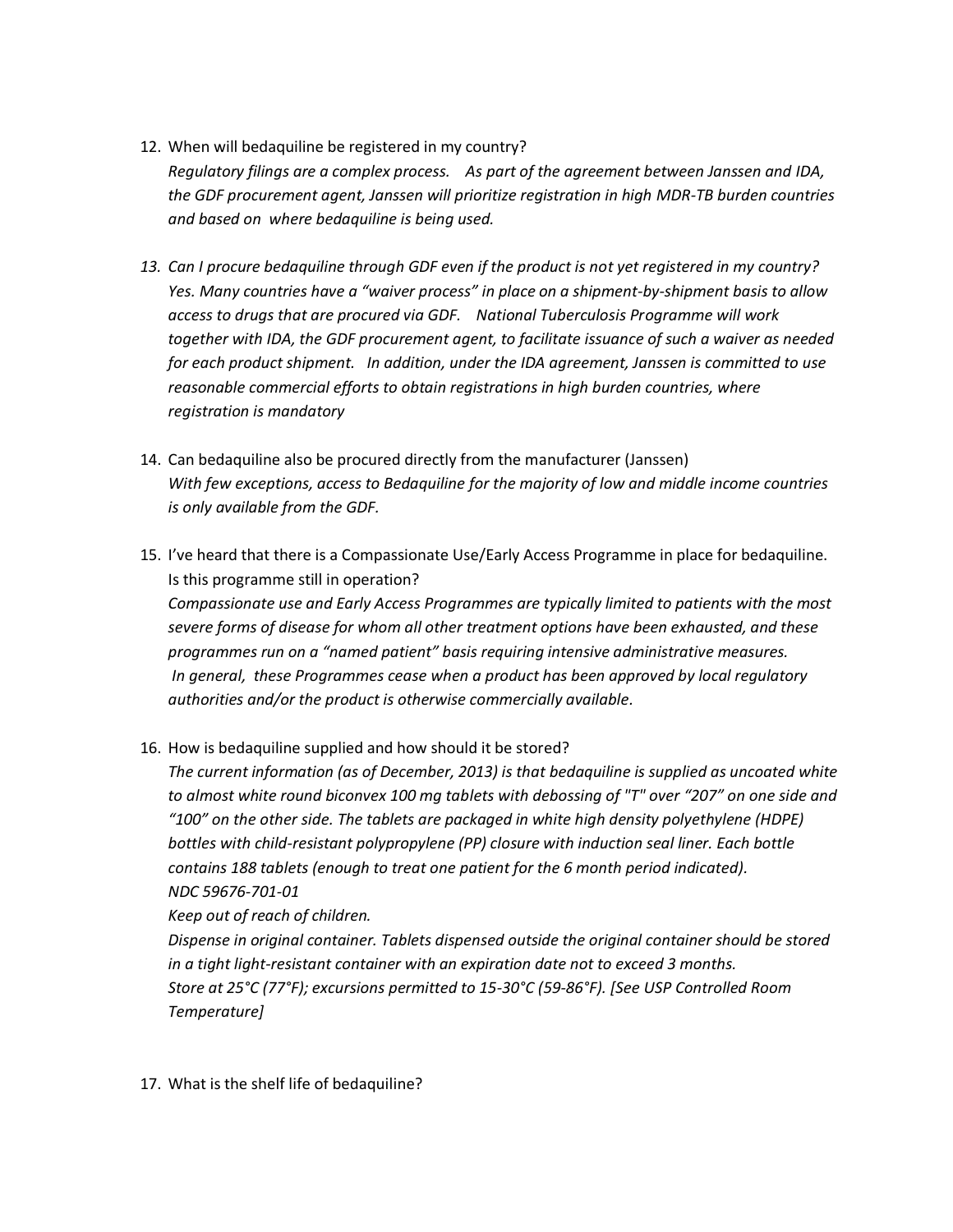12. When will bedaquiline be registered in my country?
    *Regulatory filings are a complex process. As part of the agreement between Janssen and IDA, the GDF procurement agent, Janssen will prioritize registration in high MDR-TB burden countries and based on where bedaquiline is being used.*

13. *Can I procure bedaquiline through GDF even if the product is not yet registered in my country? Yes. Many countries have a "waiver process" in place on a shipment-by-shipment basis to allow access to drugs that are procured via GDF. National Tuberculosis Programme will work together with IDA, the GDF procurement agent, to facilitate issuance of such a waiver as needed for each product shipment. In addition, under the IDA agreement, Janssen is committed to use reasonable commercial efforts to obtain registrations in high burden countries, where registration is mandatory*

14. Can bedaquiline also be procured directly from the manufacturer (Janssen)
    *With few exceptions, access to Bedaquiline for the majority of low and middle income countries is only available from the GDF.*

15. I've heard that there is a Compassionate Use/Early Access Programme in place for bedaquiline. Is this programme still in operation?
    *Compassionate use and Early Access Programmes are typically limited to patients with the most severe forms of disease for whom all other treatment options have been exhausted, and these programmes run on a "named patient" basis requiring intensive administrative measures. In general, these Programmes cease when a product has been approved by local regulatory authorities and/or the product is otherwise commercially available.*

16. How is bedaquiline supplied and how should it be stored?
    *The current information (as of December, 2013) is that bedaquiline is supplied as uncoated white to almost white round biconvex 100 mg tablets with debossing of "T" over "207" on one side and "100" on the other side. The tablets are packaged in white high density polyethylene (HDPE) bottles with child-resistant polypropylene (PP) closure with induction seal liner. Each bottle contains 188 tablets (enough to treat one patient for the 6 month period indicated).*
    *NDC 59676-701-01*
    *Keep out of reach of children.*
    *Dispense in original container. Tablets dispensed outside the original container should be stored in a tight light-resistant container with an expiration date not to exceed 3 months.*
    *Store at 25°C (77°F); excursions permitted to 15-30°C (59-86°F). [See USP Controlled Room Temperature]*

17. What is the shelf life of bedaquiline?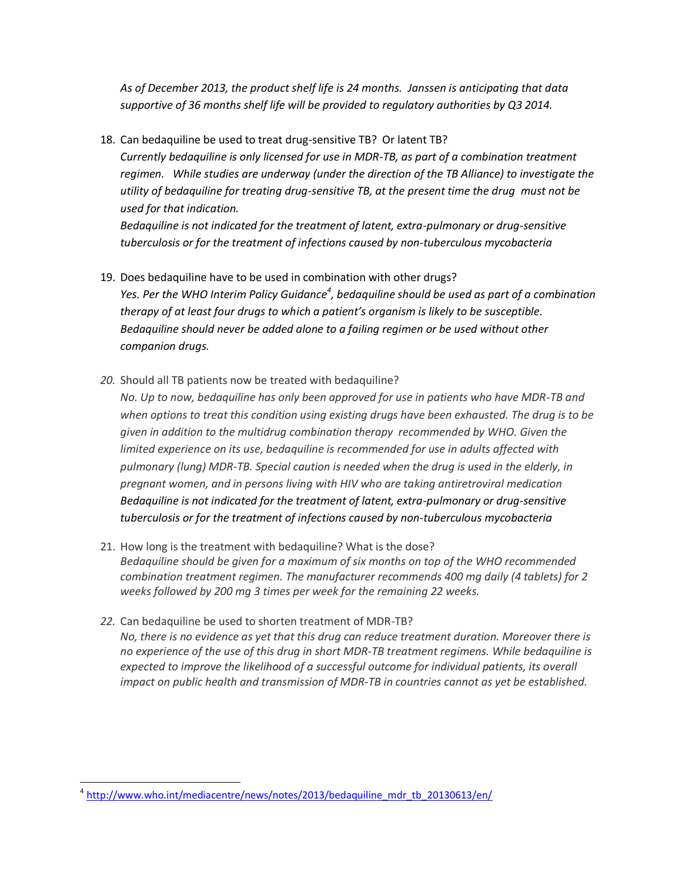*As of December 2013, the product shelf life is 24 months. Janssen is anticipating that data supportive of 36 months shelf life will be provided to regulatory authorities by Q3 2014.*

18. Can bedaquiline be used to treat drug-sensitive TB? Or latent TB?
    *Currently bedaquiline is only licensed for use in MDR-TB, as part of a combination treatment regimen. While studies are underway (under the direction of the TB Alliance) to investigate the utility of bedaquiline for treating drug-sensitive TB, at the present time the drug must not be used for that indication.*
    *Bedaquiline is not indicated for the treatment of latent, extra-pulmonary or drug-sensitive tuberculosis or for the treatment of infections caused by non-tuberculous mycobacteria*

19. Does bedaquiline have to be used in combination with other drugs?
    *Yes. Per the WHO Interim Policy Guidance[4], bedaquiline should be used as part of a combination therapy of at least four drugs to which a patient's organism is likely to be susceptible. Bedaquiline should never be added alone to a failing regimen or be used without other companion drugs.*

20. Should all TB patients now be treated with bedaquiline?
    *No. Up to now, bedaquiline has only been approved for use in patients who have MDR-TB and when options to treat this condition using existing drugs have been exhausted. The drug is to be given in addition to the multidrug combination therapy recommended by WHO. Given the limited experience on its use, bedaquiline is recommended for use in adults affected with pulmonary (lung) MDR-TB. Special caution is needed when the drug is used in the elderly, in pregnant women, and in persons living with HIV who are taking antiretroviral medication*
    *Bedaquiline is not indicated for the treatment of latent, extra-pulmonary or drug-sensitive tuberculosis or for the treatment of infections caused by non-tuberculous mycobacteria*

21. How long is the treatment with bedaquiline? What is the dose?
    *Bedaquiline should be given for a maximum of six months on top of the WHO recommended combination treatment regimen. The manufacturer recommends 400 mg daily (4 tablets) for 2 weeks followed by 200 mg 3 times per week for the remaining 22 weeks.*

22. Can bedaquiline be used to shorten treatment of MDR-TB?
    *No, there is no evidence as yet that this drug can reduce treatment duration. Moreover there is no experience of the use of this drug in short MDR-TB treatment regimens. While bedaquiline is expected to improve the likelihood of a successful outcome for individual patients, its overall impact on public health and transmission of MDR-TB in countries cannot as yet be established.*

---

[4] http://www.who.int/mediacentre/news/notes/2013/bedaquiline_mdr_tb_20130613/en/